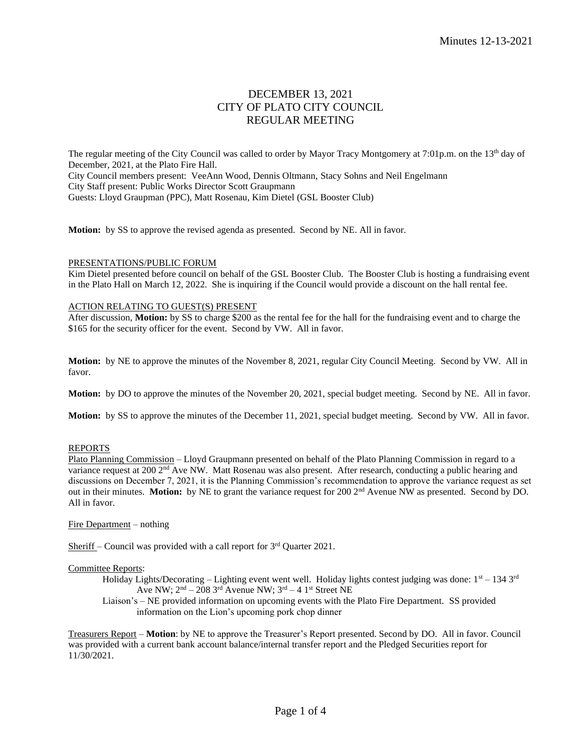# DECEMBER 13, 2021
# CITY OF PLATO CITY COUNCIL
# REGULAR MEETING

The regular meeting of the City Council was called to order by Mayor Tracy Montgomery at 7:01p.m. on the 13th day of December, 2021, at the Plato Fire Hall.
City Council members present: VeeAnn Wood, Dennis Oltmann, Stacy Sohns and Neil Engelmann
City Staff present: Public Works Director Scott Graupmann
Guests: Lloyd Graupman (PPC), Matt Rosenau, Kim Dietel (GSL Booster Club)

**Motion:** by SS to approve the revised agenda as presented. Second by NE. All in favor.

PRESENTATIONS/PUBLIC FORUM

Kim Dietel presented before council on behalf of the GSL Booster Club. The Booster Club is hosting a fundraising event in the Plato Hall on March 12, 2022. She is inquiring if the Council would provide a discount on the hall rental fee.

ACTION RELATING TO GUEST(S) PRESENT

After discussion, **Motion:** by SS to charge $200 as the rental fee for the hall for the fundraising event and to charge the $165 for the security officer for the event. Second by VW. All in favor.

**Motion:** by NE to approve the minutes of the November 8, 2021, regular City Council Meeting. Second by VW. All in favor.

**Motion:** by DO to approve the minutes of the November 20, 2021, special budget meeting. Second by NE. All in favor.

**Motion:** by SS to approve the minutes of the December 11, 2021, special budget meeting. Second by VW. All in favor.

REPORTS

Plato Planning Commission – Lloyd Graupmann presented on behalf of the Plato Planning Commission in regard to a variance request at 200 2nd Ave NW. Matt Rosenau was also present. After research, conducting a public hearing and discussions on December 7, 2021, it is the Planning Commission's recommendation to approve the variance request as set out in their minutes. **Motion:** by NE to grant the variance request for 200 2nd Avenue NW as presented. Second by DO. All in favor.

Fire Department – nothing

Sheriff – Council was provided with a call report for 3rd Quarter 2021.

Committee Reports:

- Holiday Lights/Decorating – Lighting event went well. Holiday lights contest judging was done: 1st – 134 3rd Ave NW; 2nd – 208 3rd Avenue NW; 3rd – 4 1st Street NE
- Liaison's – NE provided information on upcoming events with the Plato Fire Department. SS provided information on the Lion's upcoming pork chop dinner

Treasurers Report – **Motion**: by NE to approve the Treasurer's Report presented. Second by DO. All in favor. Council was provided with a current bank account balance/internal transfer report and the Pledged Securities report for 11/30/2021.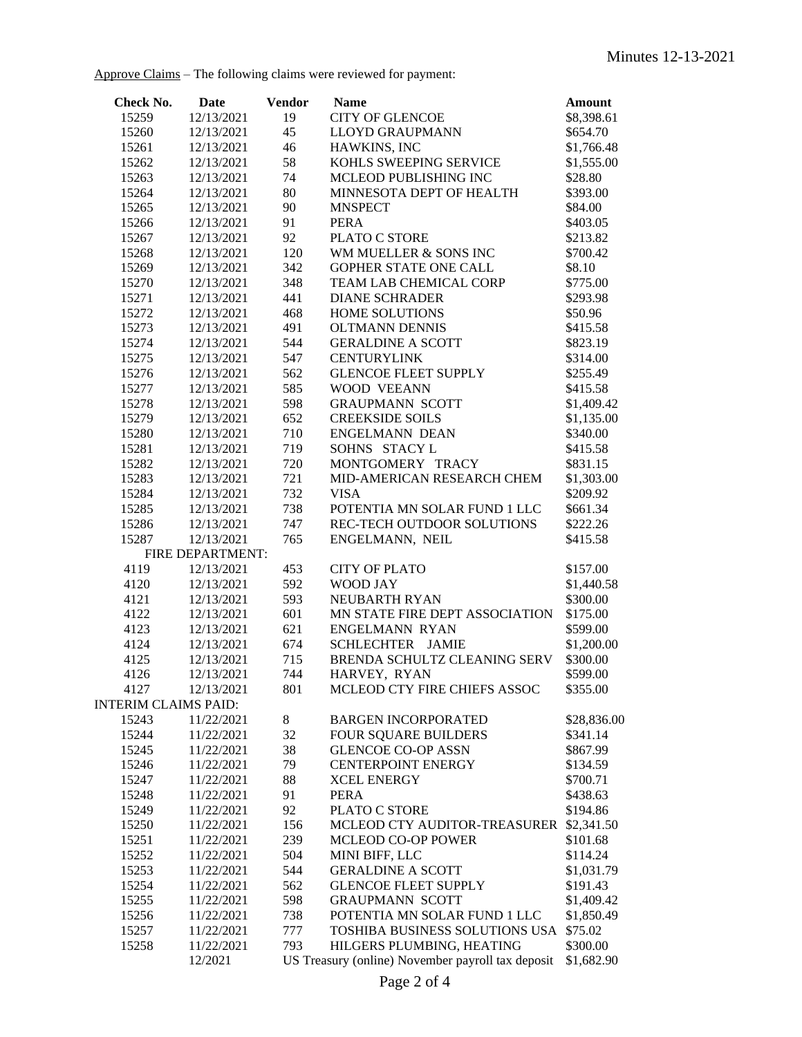Approve Claims – The following claims were reviewed for payment:

| Check No. | Date | Vendor | Name | Amount |
|---|---|---|---|---|
| 15259 | 12/13/2021 | 19 | CITY OF GLENCOE | $8,398.61 |
| 15260 | 12/13/2021 | 45 | LLOYD GRAUPMANN | $654.70 |
| 15261 | 12/13/2021 | 46 | HAWKINS, INC | $1,766.48 |
| 15262 | 12/13/2021 | 58 | KOHLS SWEEPING SERVICE | $1,555.00 |
| 15263 | 12/13/2021 | 74 | MCLEOD PUBLISHING INC | $28.80 |
| 15264 | 12/13/2021 | 80 | MINNESOTA DEPT OF HEALTH | $393.00 |
| 15265 | 12/13/2021 | 90 | MNSPECT | $84.00 |
| 15266 | 12/13/2021 | 91 | PERA | $403.05 |
| 15267 | 12/13/2021 | 92 | PLATO C STORE | $213.82 |
| 15268 | 12/13/2021 | 120 | WM MUELLER & SONS INC | $700.42 |
| 15269 | 12/13/2021 | 342 | GOPHER STATE ONE CALL | $8.10 |
| 15270 | 12/13/2021 | 348 | TEAM LAB CHEMICAL CORP | $775.00 |
| 15271 | 12/13/2021 | 441 | DIANE SCHRADER | $293.98 |
| 15272 | 12/13/2021 | 468 | HOME SOLUTIONS | $50.96 |
| 15273 | 12/13/2021 | 491 | OLTMANN DENNIS | $415.58 |
| 15274 | 12/13/2021 | 544 | GERALDINE A SCOTT | $823.19 |
| 15275 | 12/13/2021 | 547 | CENTURYLINK | $314.00 |
| 15276 | 12/13/2021 | 562 | GLENCOE FLEET SUPPLY | $255.49 |
| 15277 | 12/13/2021 | 585 | WOOD VEEANN | $415.58 |
| 15278 | 12/13/2021 | 598 | GRAUPMANN SCOTT | $1,409.42 |
| 15279 | 12/13/2021 | 652 | CREEKSIDE SOILS | $1,135.00 |
| 15280 | 12/13/2021 | 710 | ENGELMANN DEAN | $340.00 |
| 15281 | 12/13/2021 | 719 | SOHNS STACY L | $415.58 |
| 15282 | 12/13/2021 | 720 | MONTGOMERY TRACY | $831.15 |
| 15283 | 12/13/2021 | 721 | MID-AMERICAN RESEARCH CHEM | $1,303.00 |
| 15284 | 12/13/2021 | 732 | VISA | $209.92 |
| 15285 | 12/13/2021 | 738 | POTENTIA MN SOLAR FUND 1 LLC | $661.34 |
| 15286 | 12/13/2021 | 747 | REC-TECH OUTDOOR SOLUTIONS | $222.26 |
| 15287 | 12/13/2021 | 765 | ENGELMANN, NEIL | $415.58 |
| FIRE DEPARTMENT: | | | | |
| 4119 | 12/13/2021 | 453 | CITY OF PLATO | $157.00 |
| 4120 | 12/13/2021 | 592 | WOOD JAY | $1,440.58 |
| 4121 | 12/13/2021 | 593 | NEUBARTH RYAN | $300.00 |
| 4122 | 12/13/2021 | 601 | MN STATE FIRE DEPT ASSOCIATION | $175.00 |
| 4123 | 12/13/2021 | 621 | ENGELMANN RYAN | $599.00 |
| 4124 | 12/13/2021 | 674 | SCHLECHTER JAMIE | $1,200.00 |
| 4125 | 12/13/2021 | 715 | BRENDA SCHULTZ CLEANING SERV | $300.00 |
| 4126 | 12/13/2021 | 744 | HARVEY, RYAN | $599.00 |
| 4127 | 12/13/2021 | 801 | MCLEOD CTY FIRE CHIEFS ASSOC | $355.00 |
| INTERIM CLAIMS PAID: | | | | |
| 15243 | 11/22/2021 | 8 | BARGEN INCORPORATED | $28,836.00 |
| 15244 | 11/22/2021 | 32 | FOUR SQUARE BUILDERS | $341.14 |
| 15245 | 11/22/2021 | 38 | GLENCOE CO-OP ASSN | $867.99 |
| 15246 | 11/22/2021 | 79 | CENTERPOINT ENERGY | $134.59 |
| 15247 | 11/22/2021 | 88 | XCEL ENERGY | $700.71 |
| 15248 | 11/22/2021 | 91 | PERA | $438.63 |
| 15249 | 11/22/2021 | 92 | PLATO C STORE | $194.86 |
| 15250 | 11/22/2021 | 156 | MCLEOD CTY AUDITOR-TREASURER | $2,341.50 |
| 15251 | 11/22/2021 | 239 | MCLEOD CO-OP POWER | $101.68 |
| 15252 | 11/22/2021 | 504 | MINI BIFF, LLC | $114.24 |
| 15253 | 11/22/2021 | 544 | GERALDINE A SCOTT | $1,031.79 |
| 15254 | 11/22/2021 | 562 | GLENCOE FLEET SUPPLY | $191.43 |
| 15255 | 11/22/2021 | 598 | GRAUPMANN SCOTT | $1,409.42 |
| 15256 | 11/22/2021 | 738 | POTENTIA MN SOLAR FUND 1 LLC | $1,850.49 |
| 15257 | 11/22/2021 | 777 | TOSHIBA BUSINESS SOLUTIONS USA | $75.02 |
| 15258 | 11/22/2021 | 793 | HILGERS PLUMBING, HEATING | $300.00 |
| | 12/2021 | | US Treasury (online) November payroll tax deposit | $1,682.90 |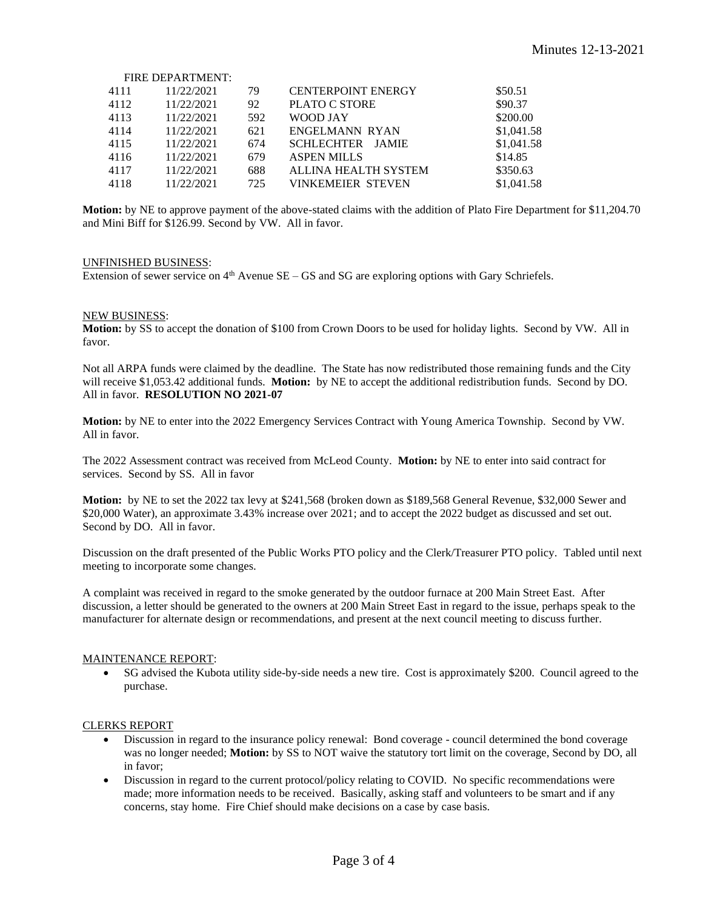FIRE DEPARTMENT:

| | | | | |
|---|---|---|---|---|
| 4111 | 11/22/2021 | 79 | CENTERPOINT ENERGY | $50.51 |
| 4112 | 11/22/2021 | 92 | PLATO C STORE | $90.37 |
| 4113 | 11/22/2021 | 592 | WOOD JAY | $200.00 |
| 4114 | 11/22/2021 | 621 | ENGELMANN RYAN | $1,041.58 |
| 4115 | 11/22/2021 | 674 | SCHLECHTER JAMIE | $1,041.58 |
| 4116 | 11/22/2021 | 679 | ASPEN MILLS | $14.85 |
| 4117 | 11/22/2021 | 688 | ALLINA HEALTH SYSTEM | $350.63 |
| 4118 | 11/22/2021 | 725 | VINKEMEIER STEVEN | $1,041.58 |

**Motion:** by NE to approve payment of the above-stated claims with the addition of Plato Fire Department for $11,204.70 and Mini Biff for $126.99. Second by VW. All in favor.

UNFINISHED BUSINESS:

Extension of sewer service on 4th Avenue SE – GS and SG are exploring options with Gary Schriefels.

NEW BUSINESS:

**Motion:** by SS to accept the donation of $100 from Crown Doors to be used for holiday lights. Second by VW. All in favor.

Not all ARPA funds were claimed by the deadline. The State has now redistributed those remaining funds and the City will receive $1,053.42 additional funds. **Motion:** by NE to accept the additional redistribution funds. Second by DO. All in favor. **RESOLUTION NO 2021-07**

**Motion:** by NE to enter into the 2022 Emergency Services Contract with Young America Township. Second by VW. All in favor.

The 2022 Assessment contract was received from McLeod County. **Motion:** by NE to enter into said contract for services. Second by SS. All in favor

**Motion:** by NE to set the 2022 tax levy at $241,568 (broken down as $189,568 General Revenue, $32,000 Sewer and $20,000 Water), an approximate 3.43% increase over 2021; and to accept the 2022 budget as discussed and set out. Second by DO. All in favor.

Discussion on the draft presented of the Public Works PTO policy and the Clerk/Treasurer PTO policy. Tabled until next meeting to incorporate some changes.

A complaint was received in regard to the smoke generated by the outdoor furnace at 200 Main Street East. After discussion, a letter should be generated to the owners at 200 Main Street East in regard to the issue, perhaps speak to the manufacturer for alternate design or recommendations, and present at the next council meeting to discuss further.

MAINTENANCE REPORT:

- SG advised the Kubota utility side-by-side needs a new tire. Cost is approximately $200. Council agreed to the purchase.

CLERKS REPORT

- Discussion in regard to the insurance policy renewal: Bond coverage - council determined the bond coverage was no longer needed; **Motion:** by SS to NOT waive the statutory tort limit on the coverage, Second by DO, all in favor;
- Discussion in regard to the current protocol/policy relating to COVID. No specific recommendations were made; more information needs to be received. Basically, asking staff and volunteers to be smart and if any concerns, stay home. Fire Chief should make decisions on a case by case basis.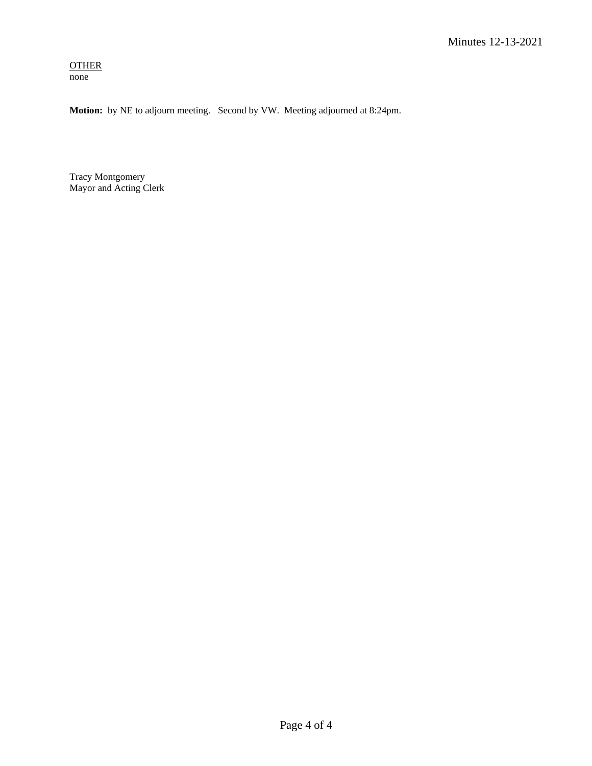<u>OTHER</u>
none

**Motion:** by NE to adjourn meeting. Second by VW. Meeting adjourned at 8:24pm.

Tracy Montgomery
Mayor and Acting Clerk